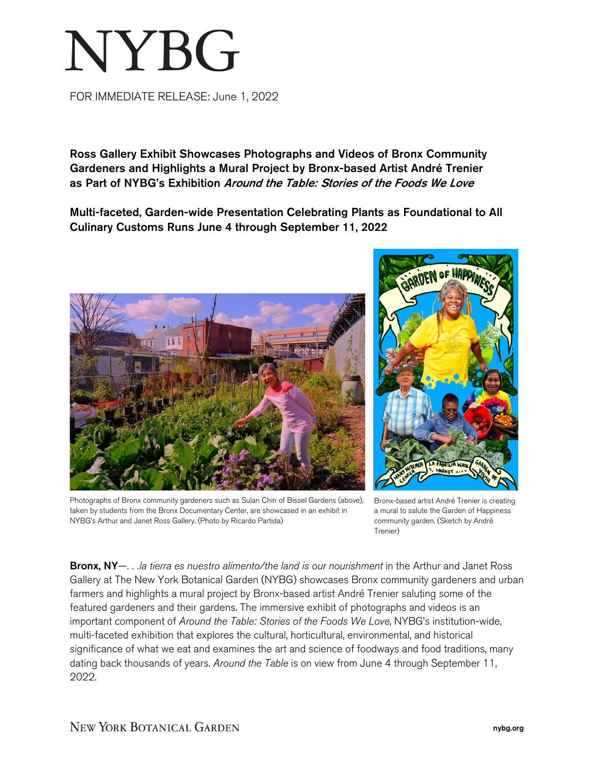# NYBG

FOR IMMEDIATE RELEASE: June 1, 2022

## Ross Gallery Exhibit Showcases Photographs and Videos of Bronx Community Gardeners and Highlights a Mural Project by Bronx-based Artist André Trenier as Part of NYBG's Exhibition *Around the Table: Stories of the Foods We Love*

## Multi-faceted, Garden-wide Presentation Celebrating Plants as Foundational to All Culinary Customs Runs June 4 through September 11, 2022

Photographs of Bronx community gardeners such as Sulan Chin of Bissel Gardens (above), taken by students from the Bronx Documentary Center, are showcased in an exhibit in NYBG's Arthur and Janet Ross Gallery. (Photo by Ricardo Partida)

Bronx-based artist André Trenier is creating a mural to salute the Garden of Happiness community garden. (Sketch by André Trenier)

**Bronx, NY**—*. . .la tierra es nuestro alimento/the land is our nourishment* in the Arthur and Janet Ross Gallery at The New York Botanical Garden (NYBG) showcases Bronx community gardeners and urban farmers and highlights a mural project by Bronx-based artist André Trenier saluting some of the featured gardeners and their gardens. The immersive exhibit of photographs and videos is an important component of *Around the Table: Stories of the Foods We Love*, NYBG's institution-wide, multi-faceted exhibition that explores the cultural, horticultural, environmental, and historical significance of what we eat and examines the art and science of foodways and food traditions, many dating back thousands of years. *Around the Table* is on view from June 4 through September 11, 2022.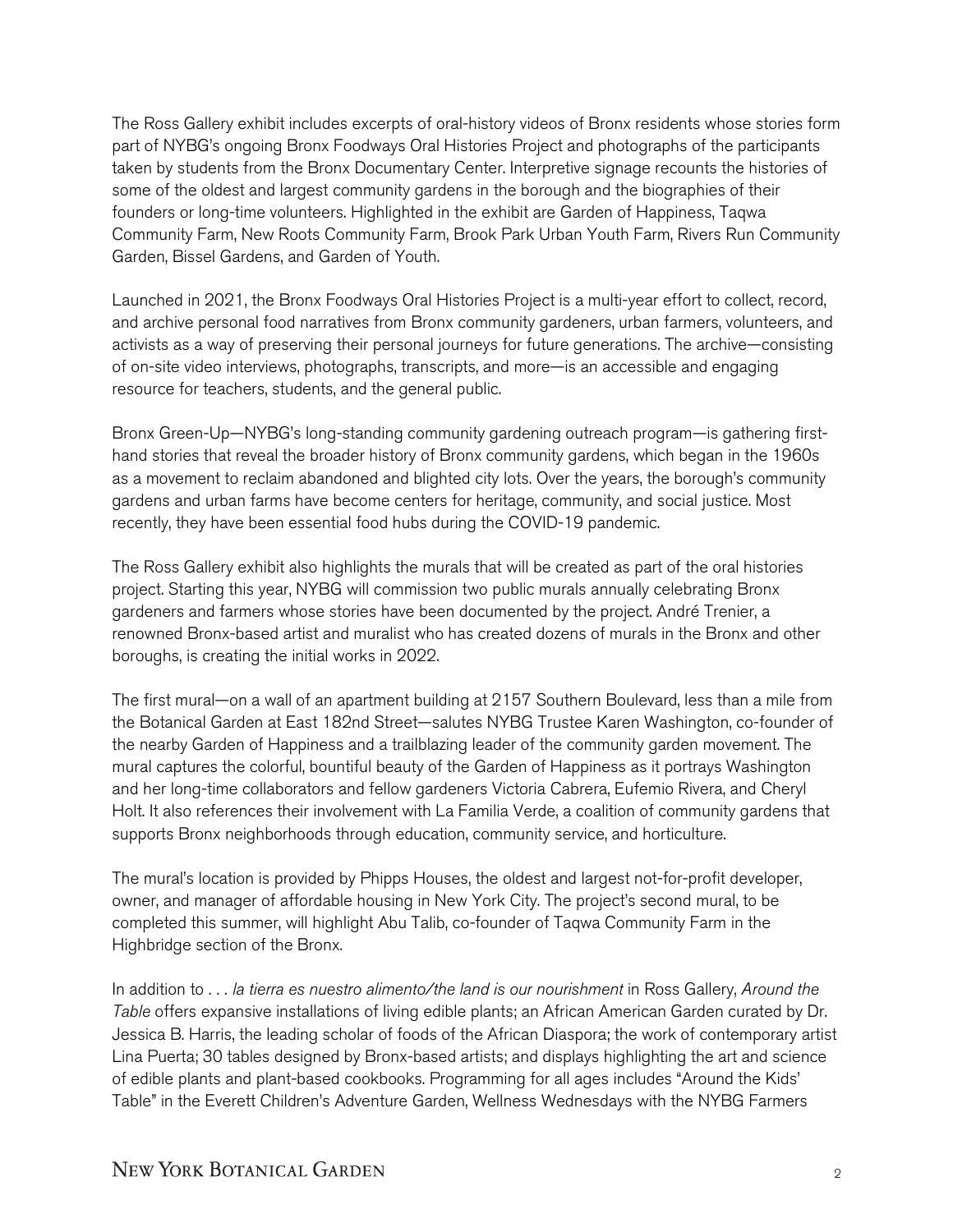The Ross Gallery exhibit includes excerpts of oral-history videos of Bronx residents whose stories form part of NYBG's ongoing Bronx Foodways Oral Histories Project and photographs of the participants taken by students from the Bronx Documentary Center. Interpretive signage recounts the histories of some of the oldest and largest community gardens in the borough and the biographies of their founders or long-time volunteers. Highlighted in the exhibit are Garden of Happiness, Taqwa Community Farm, New Roots Community Farm, Brook Park Urban Youth Farm, Rivers Run Community Garden, Bissel Gardens, and Garden of Youth.

Launched in 2021, the Bronx Foodways Oral Histories Project is a multi-year effort to collect, record, and archive personal food narratives from Bronx community gardeners, urban farmers, volunteers, and activists as a way of preserving their personal journeys for future generations. The archive—consisting of on-site video interviews, photographs, transcripts, and more—is an accessible and engaging resource for teachers, students, and the general public.

Bronx Green-Up—NYBG's long-standing community gardening outreach program—is gathering first-hand stories that reveal the broader history of Bronx community gardens, which began in the 1960s as a movement to reclaim abandoned and blighted city lots. Over the years, the borough's community gardens and urban farms have become centers for heritage, community, and social justice. Most recently, they have been essential food hubs during the COVID-19 pandemic.

The Ross Gallery exhibit also highlights the murals that will be created as part of the oral histories project. Starting this year, NYBG will commission two public murals annually celebrating Bronx gardeners and farmers whose stories have been documented by the project. André Trenier, a renowned Bronx-based artist and muralist who has created dozens of murals in the Bronx and other boroughs, is creating the initial works in 2022.

The first mural—on a wall of an apartment building at 2157 Southern Boulevard, less than a mile from the Botanical Garden at East 182nd Street—salutes NYBG Trustee Karen Washington, co-founder of the nearby Garden of Happiness and a trailblazing leader of the community garden movement. The mural captures the colorful, bountiful beauty of the Garden of Happiness as it portrays Washington and her long-time collaborators and fellow gardeners Victoria Cabrera, Eufemio Rivera, and Cheryl Holt. It also references their involvement with La Familia Verde, a coalition of community gardens that supports Bronx neighborhoods through education, community service, and horticulture.

The mural's location is provided by Phipps Houses, the oldest and largest not-for-profit developer, owner, and manager of affordable housing in New York City. The project's second mural, to be completed this summer, will highlight Abu Talib, co-founder of Taqwa Community Farm in the Highbridge section of the Bronx.

In addition to *. . . la tierra es nuestro alimento/the land is our nourishment* in Ross Gallery, *Around the Table* offers expansive installations of living edible plants; an African American Garden curated by Dr. Jessica B. Harris, the leading scholar of foods of the African Diaspora; the work of contemporary artist Lina Puerta; 30 tables designed by Bronx-based artists; and displays highlighting the art and science of edible plants and plant-based cookbooks. Programming for all ages includes "Around the Kids' Table" in the Everett Children's Adventure Garden, Wellness Wednesdays with the NYBG Farmers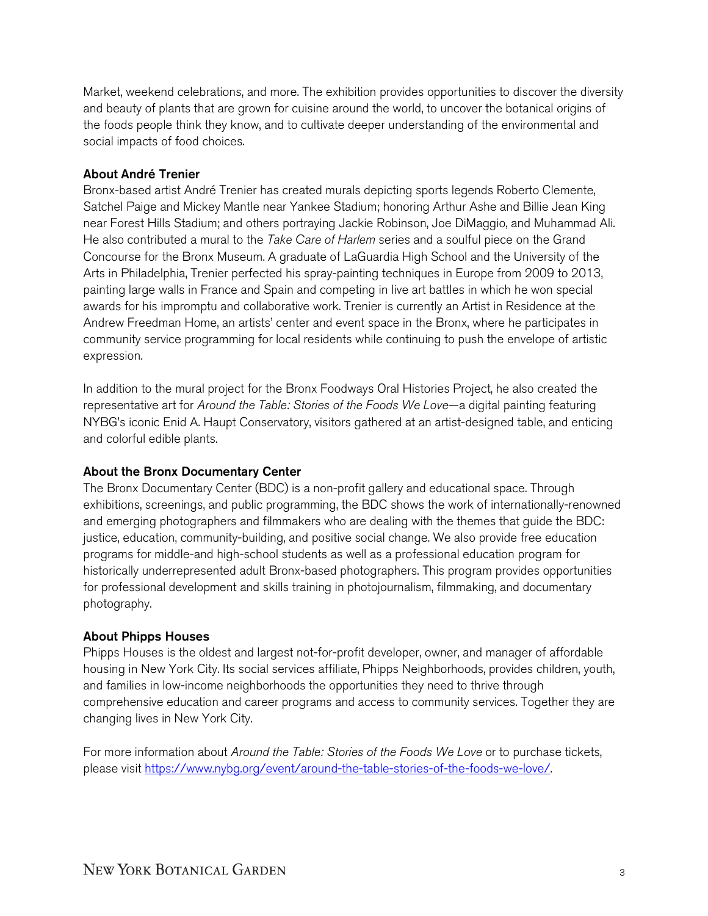Market, weekend celebrations, and more. The exhibition provides opportunities to discover the diversity and beauty of plants that are grown for cuisine around the world, to uncover the botanical origins of the foods people think they know, and to cultivate deeper understanding of the environmental and social impacts of food choices.

**About André Trenier**

Bronx-based artist André Trenier has created murals depicting sports legends Roberto Clemente, Satchel Paige and Mickey Mantle near Yankee Stadium; honoring Arthur Ashe and Billie Jean King near Forest Hills Stadium; and others portraying Jackie Robinson, Joe DiMaggio, and Muhammad Ali. He also contributed a mural to the *Take Care of Harlem* series and a soulful piece on the Grand Concourse for the Bronx Museum. A graduate of LaGuardia High School and the University of the Arts in Philadelphia, Trenier perfected his spray-painting techniques in Europe from 2009 to 2013, painting large walls in France and Spain and competing in live art battles in which he won special awards for his impromptu and collaborative work. Trenier is currently an Artist in Residence at the Andrew Freedman Home, an artists' center and event space in the Bronx, where he participates in community service programming for local residents while continuing to push the envelope of artistic expression.

In addition to the mural project for the Bronx Foodways Oral Histories Project, he also created the representative art for *Around the Table: Stories of the Foods We Love*—a digital painting featuring NYBG's iconic Enid A. Haupt Conservatory, visitors gathered at an artist-designed table, and enticing and colorful edible plants.

**About the Bronx Documentary Center**

The Bronx Documentary Center (BDC) is a non-profit gallery and educational space. Through exhibitions, screenings, and public programming, the BDC shows the work of internationally-renowned and emerging photographers and filmmakers who are dealing with the themes that guide the BDC: justice, education, community-building, and positive social change. We also provide free education programs for middle-and high-school students as well as a professional education program for historically underrepresented adult Bronx-based photographers. This program provides opportunities for professional development and skills training in photojournalism, filmmaking, and documentary photography.

**About Phipps Houses**

Phipps Houses is the oldest and largest not-for-profit developer, owner, and manager of affordable housing in New York City. Its social services affiliate, Phipps Neighborhoods, provides children, youth, and families in low-income neighborhoods the opportunities they need to thrive through comprehensive education and career programs and access to community services. Together they are changing lives in New York City.

For more information about *Around the Table: Stories of the Foods We Love* or to purchase tickets, please visit [https://www.nybg.org/event/around-the-table-stories-of-the-foods-we-love/](https://www.nybg.org/event/around-the-table-stories-of-the-foods-we-love/).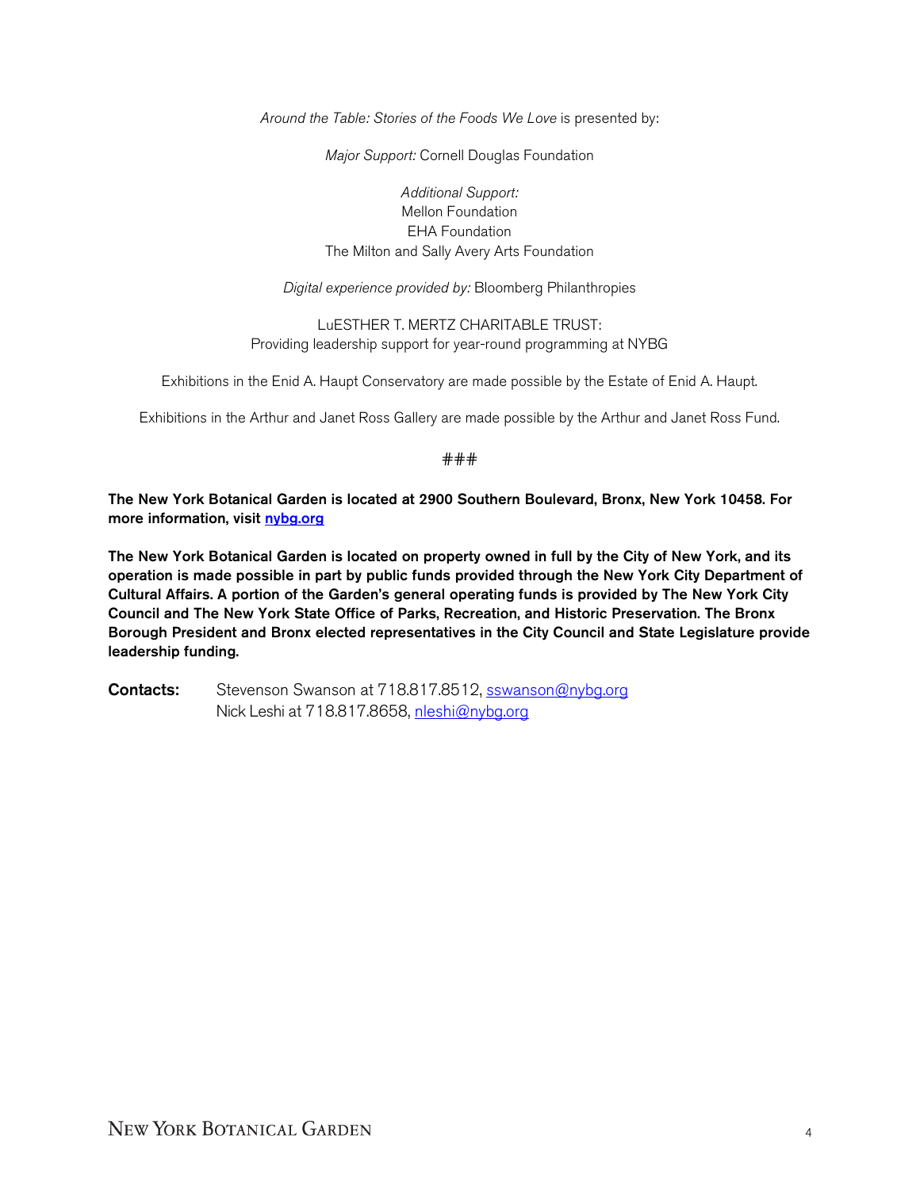*Around the Table: Stories of the Foods We Love* is presented by:

*Major Support:* Cornell Douglas Foundation

*Additional Support:*
Mellon Foundation
EHA Foundation
The Milton and Sally Avery Arts Foundation

*Digital experience provided by:* Bloomberg Philanthropies

LuESTHER T. MERTZ CHARITABLE TRUST:
Providing leadership support for year-round programming at NYBG

Exhibitions in the Enid A. Haupt Conservatory are made possible by the Estate of Enid A. Haupt.

Exhibitions in the Arthur and Janet Ross Gallery are made possible by the Arthur and Janet Ross Fund.

###

**The New York Botanical Garden is located at 2900 Southern Boulevard, Bronx, New York 10458. For more information, visit [nybg.org](http://nybg.org)**

**The New York Botanical Garden is located on property owned in full by the City of New York, and its operation is made possible in part by public funds provided through the New York City Department of Cultural Affairs. A portion of the Garden's general operating funds is provided by The New York City Council and The New York State Office of Parks, Recreation, and Historic Preservation. The Bronx Borough President and Bronx elected representatives in the City Council and State Legislature provide leadership funding.**

**Contacts:** Stevenson Swanson at 718.817.8512, sswanson@nybg.org
Nick Leshi at 718.817.8658, nleshi@nybg.org